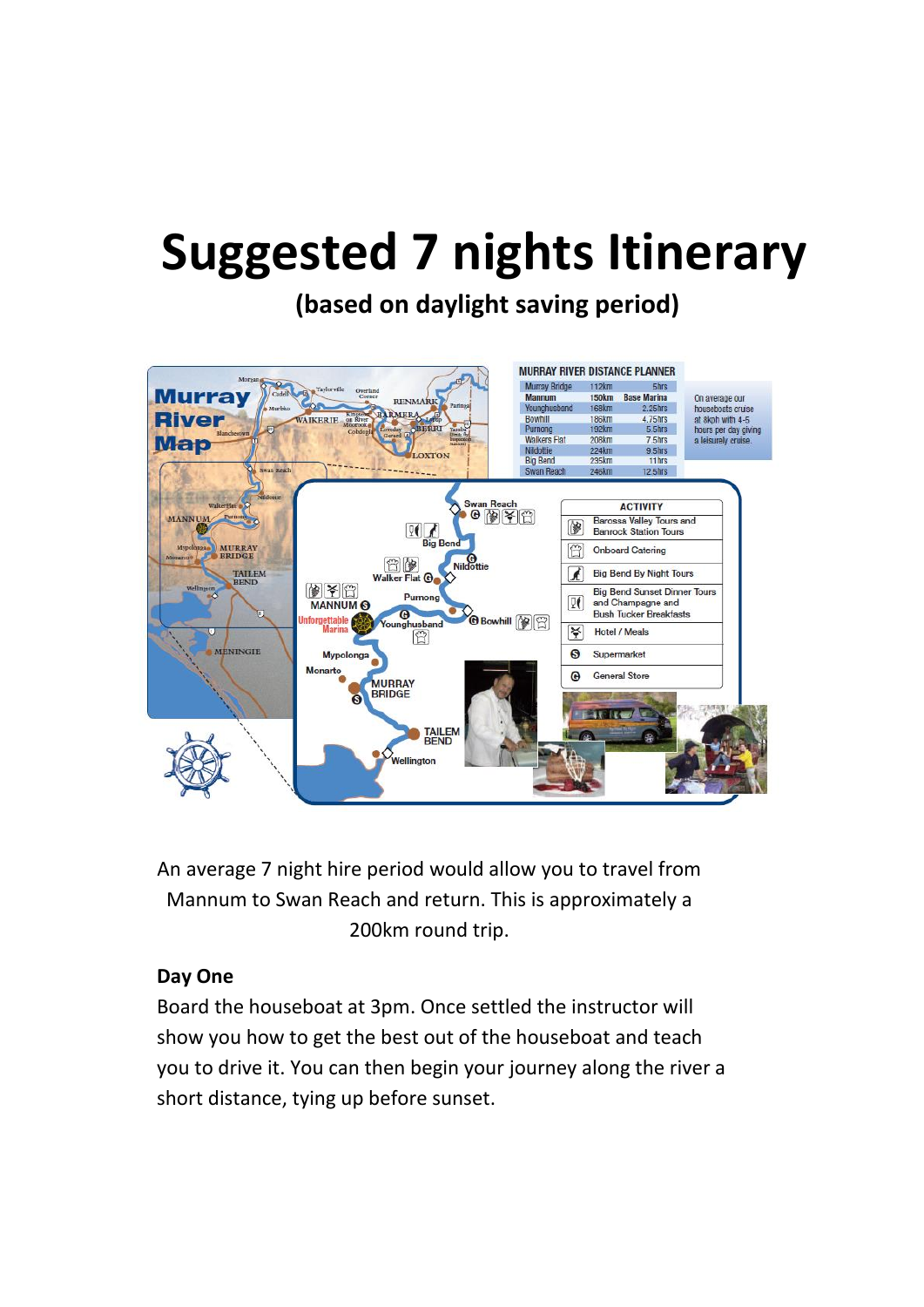# Suggested 7 nights Itinerary

## (based on daylight saving period)

**MURRAY RIVER DISTANCE PLANNER**

| | | |
|---|---|---|
| Murray Bridge | 112km | 5hrs |
| **Mannum** | **150km** | **Base Marina** |
| Younghusband | 168km | 2.25hrs |
| Bowhill | 186km | 4.75hrs |
| Purnong | 192km | 5.5hrs |
| Walkers Flat | 208km | 7.5hrs |
| Nildottie | 224km | 9.5hrs |
| Big Bend | 235km | 11hrs |
| Swan Reach | 246km | 12.5hrs |

On average our houseboats cruise at 8kph with 4-5 hours per day giving a leisurely cruise.

| ACTIVITY |
|---|
| Barossa Valley Tours and Banrock Station Tours |
| Onboard Catering |
| Big Bend By Night Tours |
| Big Bend Sunset Dinner Tours and Champagne and Bush Tucker Breakfasts |
| Hotel / Meals |
| Supermarket |
| General Store |

An average 7 night hire period would allow you to travel from Mannum to Swan Reach and return. This is approximately a 200km round trip.

### Day One

Board the houseboat at 3pm. Once settled the instructor will show you how to get the best out of the houseboat and teach you to drive it. You can then begin your journey along the river a short distance, tying up before sunset.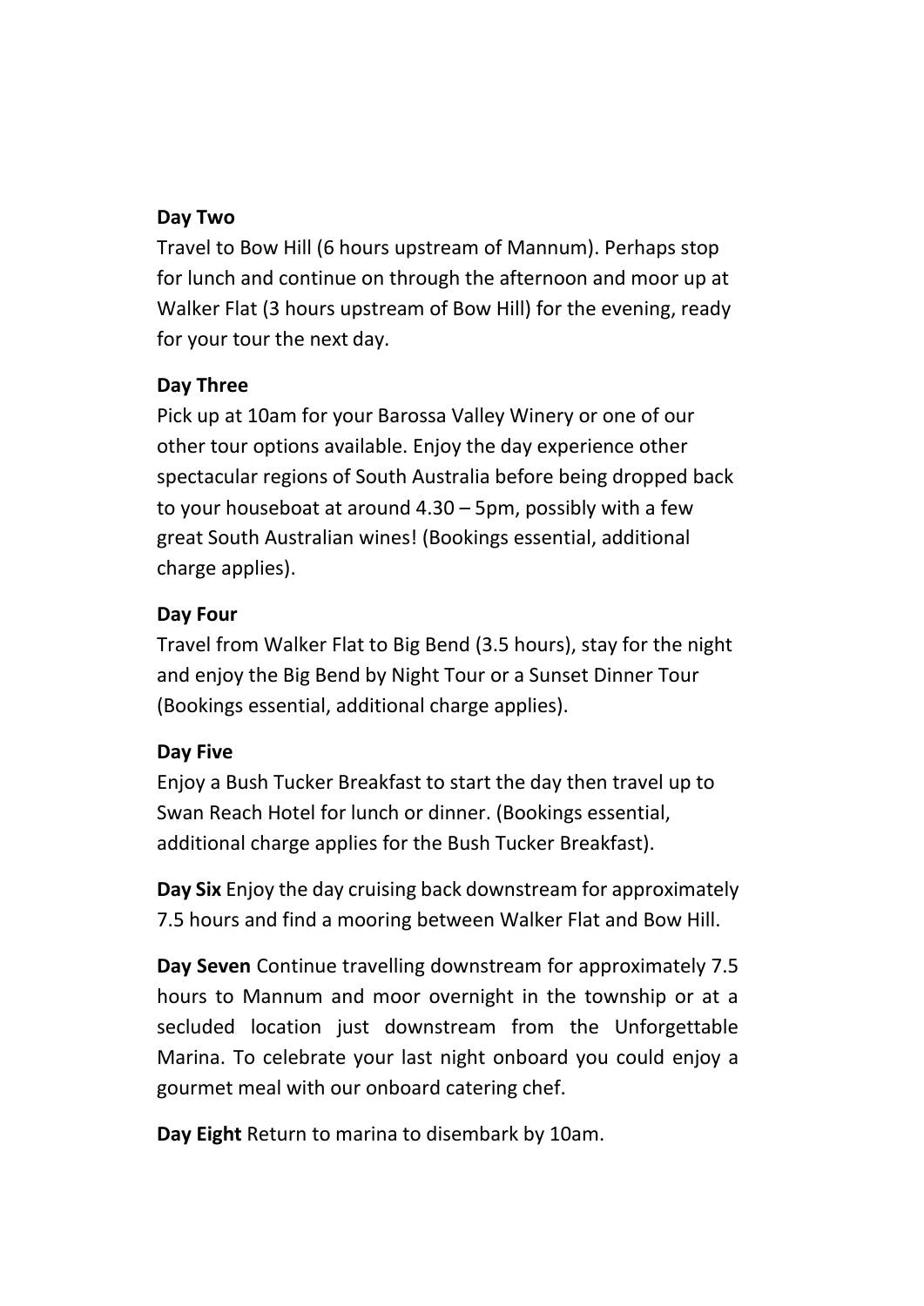**Day Two**

Travel to Bow Hill (6 hours upstream of Mannum). Perhaps stop for lunch and continue on through the afternoon and moor up at Walker Flat (3 hours upstream of Bow Hill) for the evening, ready for your tour the next day.

**Day Three**

Pick up at 10am for your Barossa Valley Winery or one of our other tour options available. Enjoy the day experience other spectacular regions of South Australia before being dropped back to your houseboat at around 4.30 – 5pm, possibly with a few great South Australian wines! (Bookings essential, additional charge applies).

**Day Four**

Travel from Walker Flat to Big Bend (3.5 hours), stay for the night and enjoy the Big Bend by Night Tour or a Sunset Dinner Tour (Bookings essential, additional charge applies).

**Day Five**

Enjoy a Bush Tucker Breakfast to start the day then travel up to Swan Reach Hotel for lunch or dinner. (Bookings essential, additional charge applies for the Bush Tucker Breakfast).

**Day Six** Enjoy the day cruising back downstream for approximately 7.5 hours and find a mooring between Walker Flat and Bow Hill.

**Day Seven** Continue travelling downstream for approximately 7.5 hours to Mannum and moor overnight in the township or at a secluded location just downstream from the Unforgettable Marina. To celebrate your last night onboard you could enjoy a gourmet meal with our onboard catering chef.

**Day Eight** Return to marina to disembark by 10am.